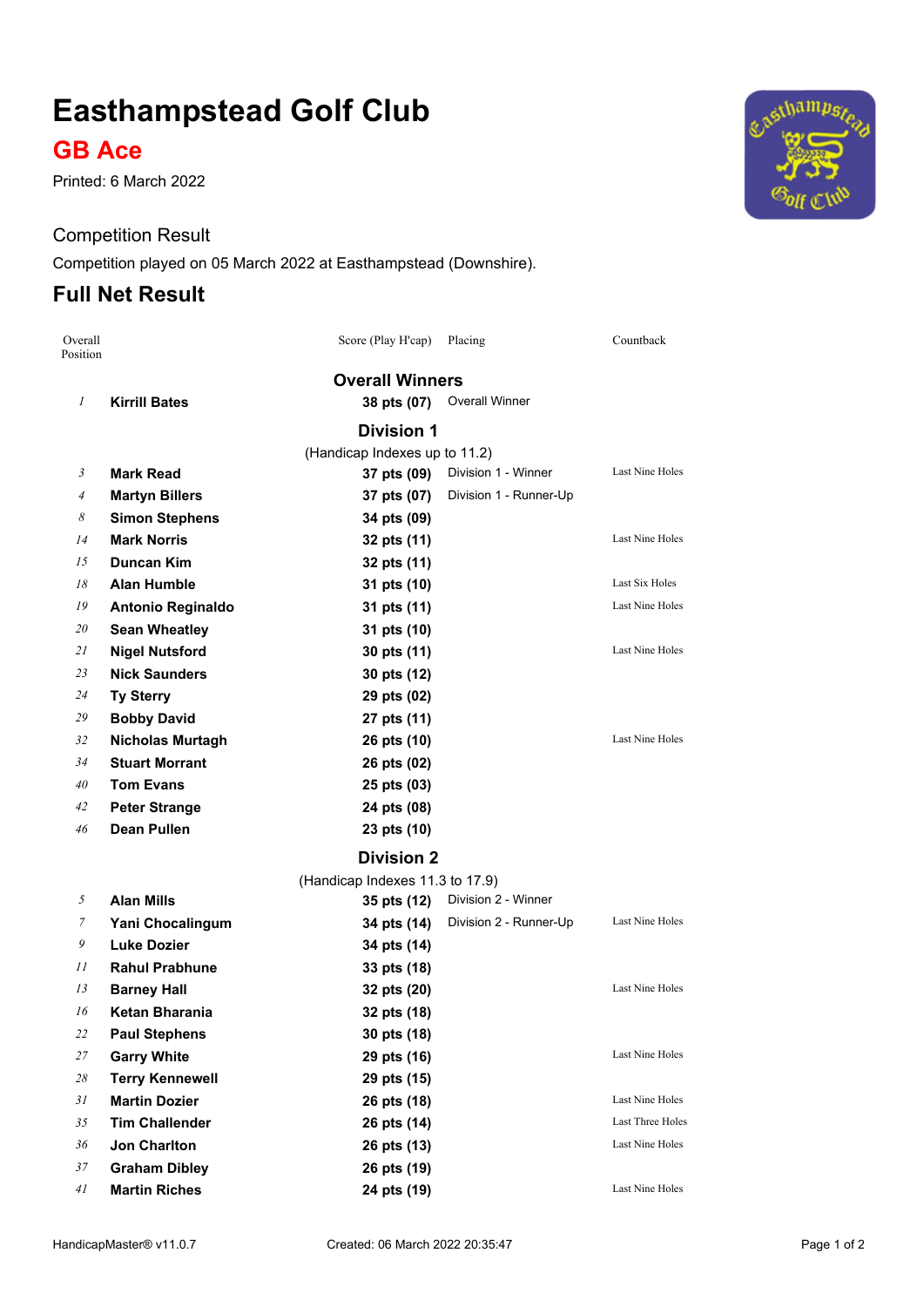# Easthampstead Golf Club

## GB Ace

Printed: 6 March 2022

### Competition Result

Competition played on 05 March 2022 at Easthampstead (Downshire).

## Full Net Result

| Overall Position | Name | Score (Play H'cap) | Placing | Countback |
|---|---|---|---|---|
| | | **Overall Winners** | | |
| 1 | **Kirrill Bates** | **38 pts (07)** | Overall Winner | |
| | | **Division 1** | | |
| | | (Handicap Indexes up to 11.2) | | |
| 3 | **Mark Read** | **37 pts (09)** | Division 1 - Winner | Last Nine Holes |
| 4 | **Martyn Billers** | **37 pts (07)** | Division 1 - Runner-Up | |
| 8 | **Simon Stephens** | **34 pts (09)** | | |
| 14 | **Mark Norris** | **32 pts (11)** | | Last Nine Holes |
| 15 | **Duncan Kim** | **32 pts (11)** | | |
| 18 | **Alan Humble** | **31 pts (10)** | | Last Six Holes |
| 19 | **Antonio Reginaldo** | **31 pts (11)** | | Last Nine Holes |
| 20 | **Sean Wheatley** | **31 pts (10)** | | |
| 21 | **Nigel Nutsford** | **30 pts (11)** | | Last Nine Holes |
| 23 | **Nick Saunders** | **30 pts (12)** | | |
| 24 | **Ty Sterry** | **29 pts (02)** | | |
| 29 | **Bobby David** | **27 pts (11)** | | |
| 32 | **Nicholas Murtagh** | **26 pts (10)** | | Last Nine Holes |
| 34 | **Stuart Morrant** | **26 pts (02)** | | |
| 40 | **Tom Evans** | **25 pts (03)** | | |
| 42 | **Peter Strange** | **24 pts (08)** | | |
| 46 | **Dean Pullen** | **23 pts (10)** | | |
| | | **Division 2** | | |
| | | (Handicap Indexes 11.3 to 17.9) | | |
| 5 | **Alan Mills** | **35 pts (12)** | Division 2 - Winner | |
| 7 | **Yani Chocalingum** | **34 pts (14)** | Division 2 - Runner-Up | Last Nine Holes |
| 9 | **Luke Dozier** | **34 pts (14)** | | |
| 11 | **Rahul Prabhune** | **33 pts (18)** | | |
| 13 | **Barney Hall** | **32 pts (20)** | | Last Nine Holes |
| 16 | **Ketan Bharania** | **32 pts (18)** | | |
| 22 | **Paul Stephens** | **30 pts (18)** | | |
| 27 | **Garry White** | **29 pts (16)** | | Last Nine Holes |
| 28 | **Terry Kennewell** | **29 pts (15)** | | |
| 31 | **Martin Dozier** | **26 pts (18)** | | Last Nine Holes |
| 35 | **Tim Challender** | **26 pts (14)** | | Last Three Holes |
| 36 | **Jon Charlton** | **26 pts (13)** | | Last Nine Holes |
| 37 | **Graham Dibley** | **26 pts (19)** | | |
| 41 | **Martin Riches** | **24 pts (19)** | | Last Nine Holes |

HandicapMaster® v11.0.7 Created: 06 March 2022 20:35:47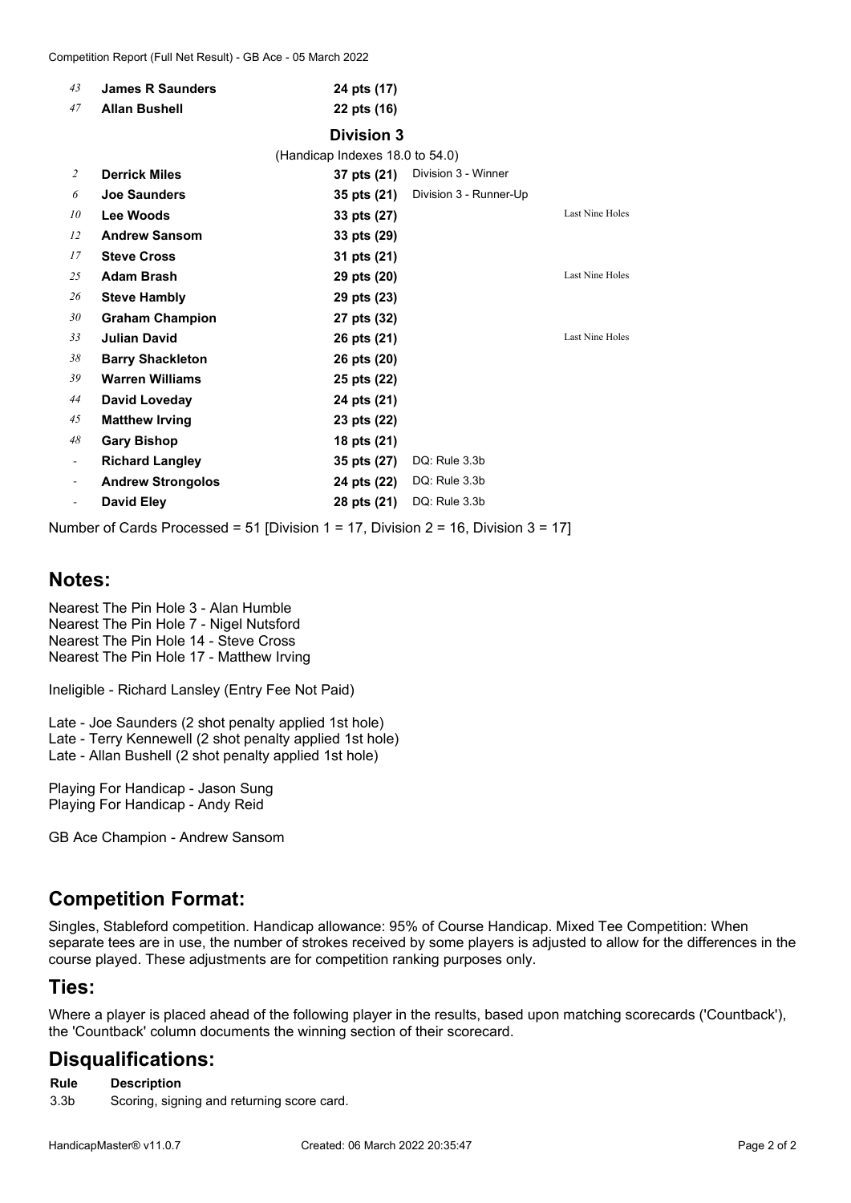| | | | | |
|---|---|---|---|---|
| 43 | **James R Saunders** | **24 pts (17)** | | |
| 47 | **Allan Bushell** | **22 pts (16)** | | |

### Division 3

(Handicap Indexes 18.0 to 54.0)

| | | | | |
|---|---|---|---|---|
| 2 | **Derrick Miles** | **37 pts (21)** | Division 3 - Winner | |
| 6 | **Joe Saunders** | **35 pts (21)** | Division 3 - Runner-Up | |
| 10 | **Lee Woods** | **33 pts (27)** | | Last Nine Holes |
| 12 | **Andrew Sansom** | **33 pts (29)** | | |
| 17 | **Steve Cross** | **31 pts (21)** | | |
| 25 | **Adam Brash** | **29 pts (20)** | | Last Nine Holes |
| 26 | **Steve Hambly** | **29 pts (23)** | | |
| 30 | **Graham Champion** | **27 pts (32)** | | |
| 33 | **Julian David** | **26 pts (21)** | | Last Nine Holes |
| 38 | **Barry Shackleton** | **26 pts (20)** | | |
| 39 | **Warren Williams** | **25 pts (22)** | | |
| 44 | **David Loveday** | **24 pts (21)** | | |
| 45 | **Matthew Irving** | **23 pts (22)** | | |
| 48 | **Gary Bishop** | **18 pts (21)** | | |
| - | **Richard Langley** | **35 pts (27)** | DQ: Rule 3.3b | |
| - | **Andrew Strongolos** | **24 pts (22)** | DQ: Rule 3.3b | |
| - | **David Eley** | **28 pts (21)** | DQ: Rule 3.3b | |

Number of Cards Processed = 51 [Division 1 = 17, Division 2 = 16, Division 3 = 17]

## Notes:

Nearest The Pin Hole 3 - Alan Humble
Nearest The Pin Hole 7 - Nigel Nutsford
Nearest The Pin Hole 14 - Steve Cross
Nearest The Pin Hole 17 - Matthew Irving

Ineligible - Richard Lansley (Entry Fee Not Paid)

Late - Joe Saunders (2 shot penalty applied 1st hole)
Late - Terry Kennewell (2 shot penalty applied 1st hole)
Late - Allan Bushell (2 shot penalty applied 1st hole)

Playing For Handicap - Jason Sung
Playing For Handicap - Andy Reid

GB Ace Champion - Andrew Sansom

## Competition Format:

Singles, Stableford competition. Handicap allowance: 95% of Course Handicap. Mixed Tee Competition: When separate tees are in use, the number of strokes received by some players is adjusted to allow for the differences in the course played. These adjustments are for competition ranking purposes only.

## Ties:

Where a player is placed ahead of the following player in the results, based upon matching scorecards ('Countback'), the 'Countback' column documents the winning section of their scorecard.

## Disqualifications:

| Rule | Description |
|---|---|
| 3.3b | Scoring, signing and returning score card. |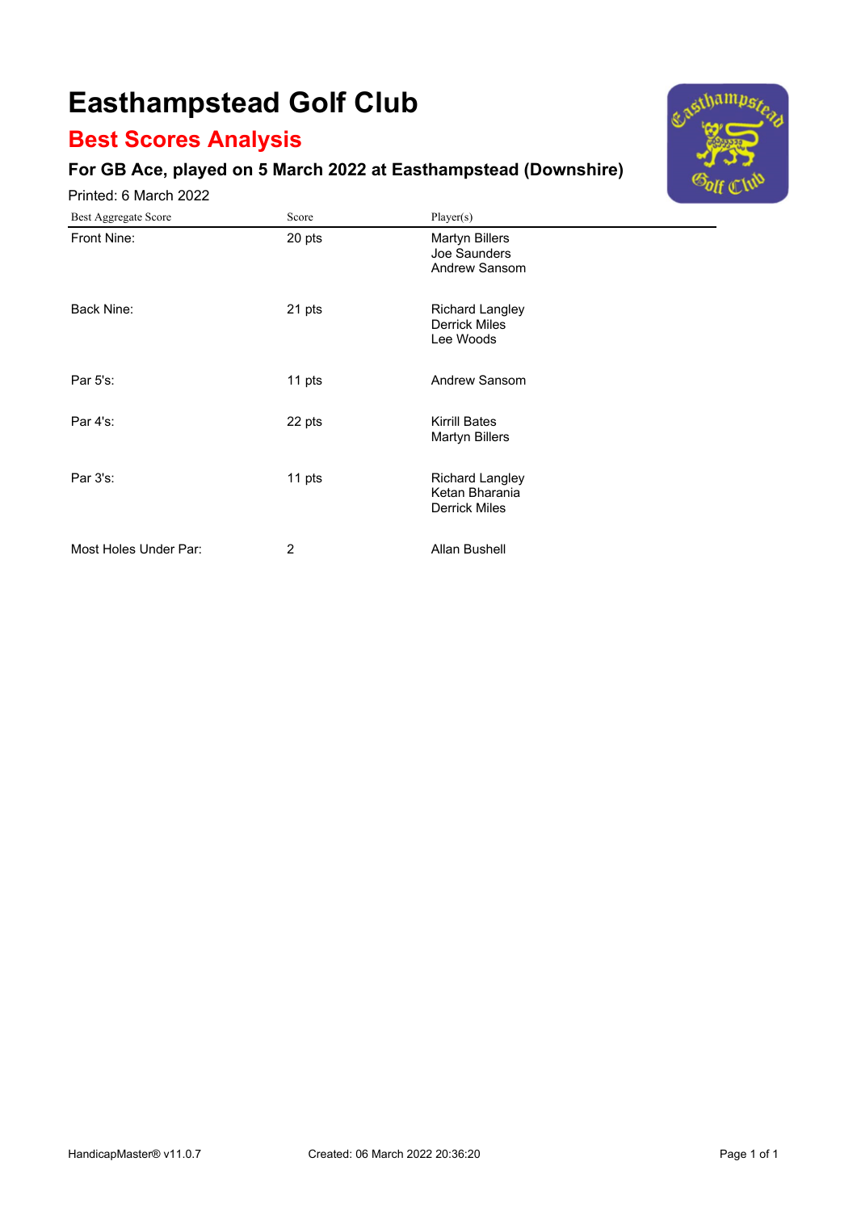# Easthampstead Golf Club

## Best Scores Analysis

### For GB Ace, played on 5 March 2022 at Easthampstead (Downshire)

Printed: 6 March 2022

| Best Aggregate Score | Score | Player(s) |
|---|---|---|
| Front Nine: | 20 pts | Martyn Billers<br>Joe Saunders<br>Andrew Sansom |
| Back Nine: | 21 pts | Richard Langley<br>Derrick Miles<br>Lee Woods |
| Par 5's: | 11 pts | Andrew Sansom |
| Par 4's: | 22 pts | Kirrill Bates<br>Martyn Billers |
| Par 3's: | 11 pts | Richard Langley<br>Ketan Bharania<br>Derrick Miles |
| Most Holes Under Par: | 2 | Allan Bushell |

HandicapMaster® v11.0.7 Created: 06 March 2022 20:36:20